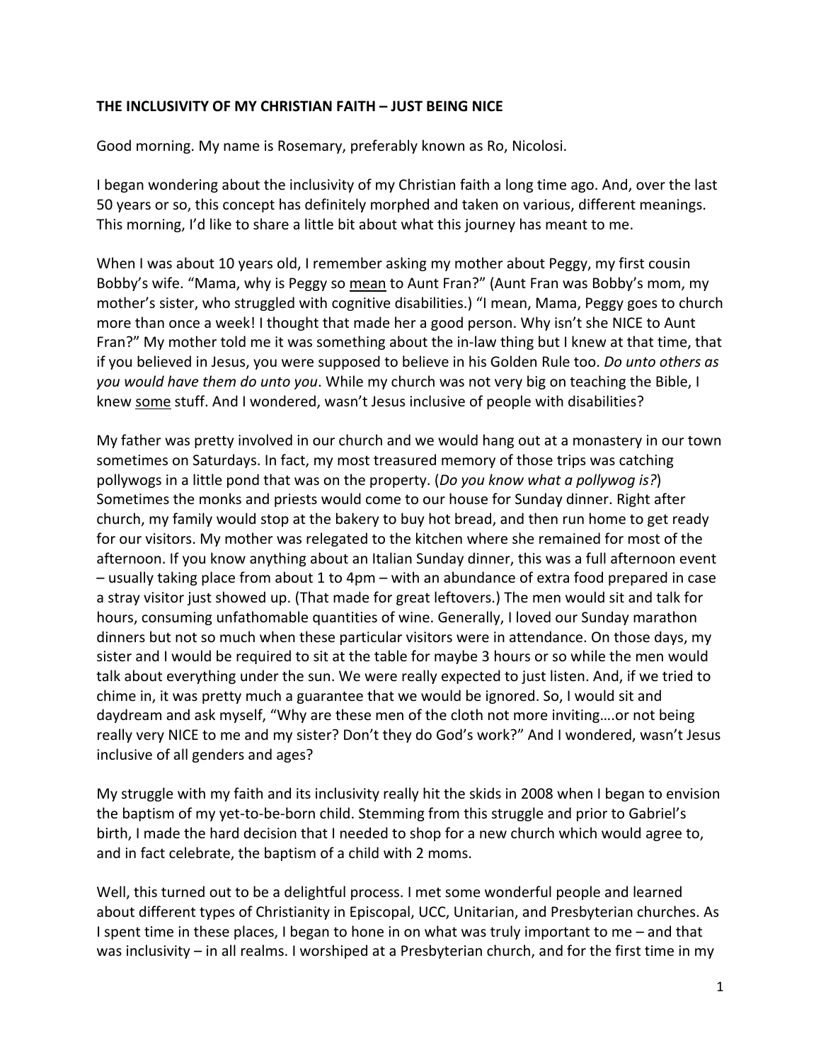**THE INCLUSIVITY OF MY CHRISTIAN FAITH – JUST BEING NICE**

Good morning. My name is Rosemary, preferably known as Ro, Nicolosi.

I began wondering about the inclusivity of my Christian faith a long time ago. And, over the last 50 years or so, this concept has definitely morphed and taken on various, different meanings. This morning, I'd like to share a little bit about what this journey has meant to me.

When I was about 10 years old, I remember asking my mother about Peggy, my first cousin Bobby's wife. "Mama, why is Peggy so <u>mean</u> to Aunt Fran?" (Aunt Fran was Bobby's mom, my mother's sister, who struggled with cognitive disabilities.) "I mean, Mama, Peggy goes to church more than once a week! I thought that made her a good person. Why isn't she NICE to Aunt Fran?" My mother told me it was something about the in-law thing but I knew at that time, that if you believed in Jesus, you were supposed to believe in his Golden Rule too. *Do unto others as you would have them do unto you*. While my church was not very big on teaching the Bible, I knew <u>some</u> stuff. And I wondered, wasn't Jesus inclusive of people with disabilities?

My father was pretty involved in our church and we would hang out at a monastery in our town sometimes on Saturdays. In fact, my most treasured memory of those trips was catching pollywogs in a little pond that was on the property. (*Do you know what a pollywog is?*) Sometimes the monks and priests would come to our house for Sunday dinner. Right after church, my family would stop at the bakery to buy hot bread, and then run home to get ready for our visitors. My mother was relegated to the kitchen where she remained for most of the afternoon. If you know anything about an Italian Sunday dinner, this was a full afternoon event – usually taking place from about 1 to 4pm – with an abundance of extra food prepared in case a stray visitor just showed up. (That made for great leftovers.) The men would sit and talk for hours, consuming unfathomable quantities of wine. Generally, I loved our Sunday marathon dinners but not so much when these particular visitors were in attendance. On those days, my sister and I would be required to sit at the table for maybe 3 hours or so while the men would talk about everything under the sun. We were really expected to just listen. And, if we tried to chime in, it was pretty much a guarantee that we would be ignored. So, I would sit and daydream and ask myself, "Why are these men of the cloth not more inviting….or not being really very NICE to me and my sister? Don't they do God's work?" And I wondered, wasn't Jesus inclusive of all genders and ages?

My struggle with my faith and its inclusivity really hit the skids in 2008 when I began to envision the baptism of my yet-to-be-born child. Stemming from this struggle and prior to Gabriel's birth, I made the hard decision that I needed to shop for a new church which would agree to, and in fact celebrate, the baptism of a child with 2 moms.

Well, this turned out to be a delightful process. I met some wonderful people and learned about different types of Christianity in Episcopal, UCC, Unitarian, and Presbyterian churches. As I spent time in these places, I began to hone in on what was truly important to me – and that was inclusivity – in all realms. I worshiped at a Presbyterian church, and for the first time in my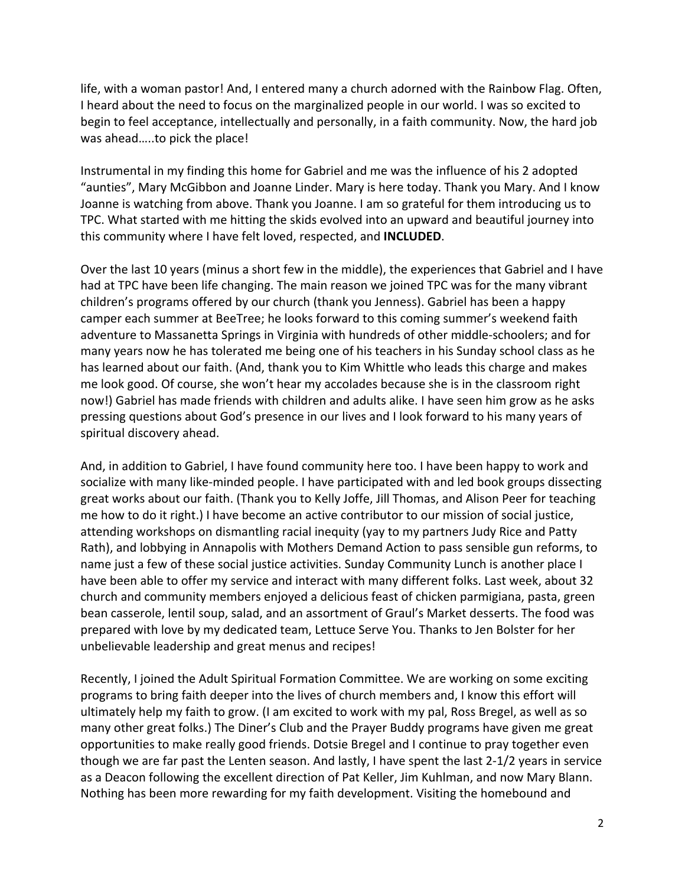life, with a woman pastor! And, I entered many a church adorned with the Rainbow Flag. Often, I heard about the need to focus on the marginalized people in our world. I was so excited to begin to feel acceptance, intellectually and personally, in a faith community. Now, the hard job was ahead…..to pick the place!

Instrumental in my finding this home for Gabriel and me was the influence of his 2 adopted "aunties", Mary McGibbon and Joanne Linder. Mary is here today. Thank you Mary. And I know Joanne is watching from above. Thank you Joanne. I am so grateful for them introducing us to TPC. What started with me hitting the skids evolved into an upward and beautiful journey into this community where I have felt loved, respected, and **INCLUDED**.

Over the last 10 years (minus a short few in the middle), the experiences that Gabriel and I have had at TPC have been life changing. The main reason we joined TPC was for the many vibrant children's programs offered by our church (thank you Jenness). Gabriel has been a happy camper each summer at BeeTree; he looks forward to this coming summer's weekend faith adventure to Massanetta Springs in Virginia with hundreds of other middle-schoolers; and for many years now he has tolerated me being one of his teachers in his Sunday school class as he has learned about our faith. (And, thank you to Kim Whittle who leads this charge and makes me look good. Of course, she won't hear my accolades because she is in the classroom right now!) Gabriel has made friends with children and adults alike. I have seen him grow as he asks pressing questions about God's presence in our lives and I look forward to his many years of spiritual discovery ahead.

And, in addition to Gabriel, I have found community here too. I have been happy to work and socialize with many like-minded people. I have participated with and led book groups dissecting great works about our faith. (Thank you to Kelly Joffe, Jill Thomas, and Alison Peer for teaching me how to do it right.) I have become an active contributor to our mission of social justice, attending workshops on dismantling racial inequity (yay to my partners Judy Rice and Patty Rath), and lobbying in Annapolis with Mothers Demand Action to pass sensible gun reforms, to name just a few of these social justice activities. Sunday Community Lunch is another place I have been able to offer my service and interact with many different folks. Last week, about 32 church and community members enjoyed a delicious feast of chicken parmigiana, pasta, green bean casserole, lentil soup, salad, and an assortment of Graul's Market desserts. The food was prepared with love by my dedicated team, Lettuce Serve You. Thanks to Jen Bolster for her unbelievable leadership and great menus and recipes!

Recently, I joined the Adult Spiritual Formation Committee. We are working on some exciting programs to bring faith deeper into the lives of church members and, I know this effort will ultimately help my faith to grow. (I am excited to work with my pal, Ross Bregel, as well as so many other great folks.) The Diner's Club and the Prayer Buddy programs have given me great opportunities to make really good friends. Dotsie Bregel and I continue to pray together even though we are far past the Lenten season. And lastly, I have spent the last 2-1/2 years in service as a Deacon following the excellent direction of Pat Keller, Jim Kuhlman, and now Mary Blann. Nothing has been more rewarding for my faith development. Visiting the homebound and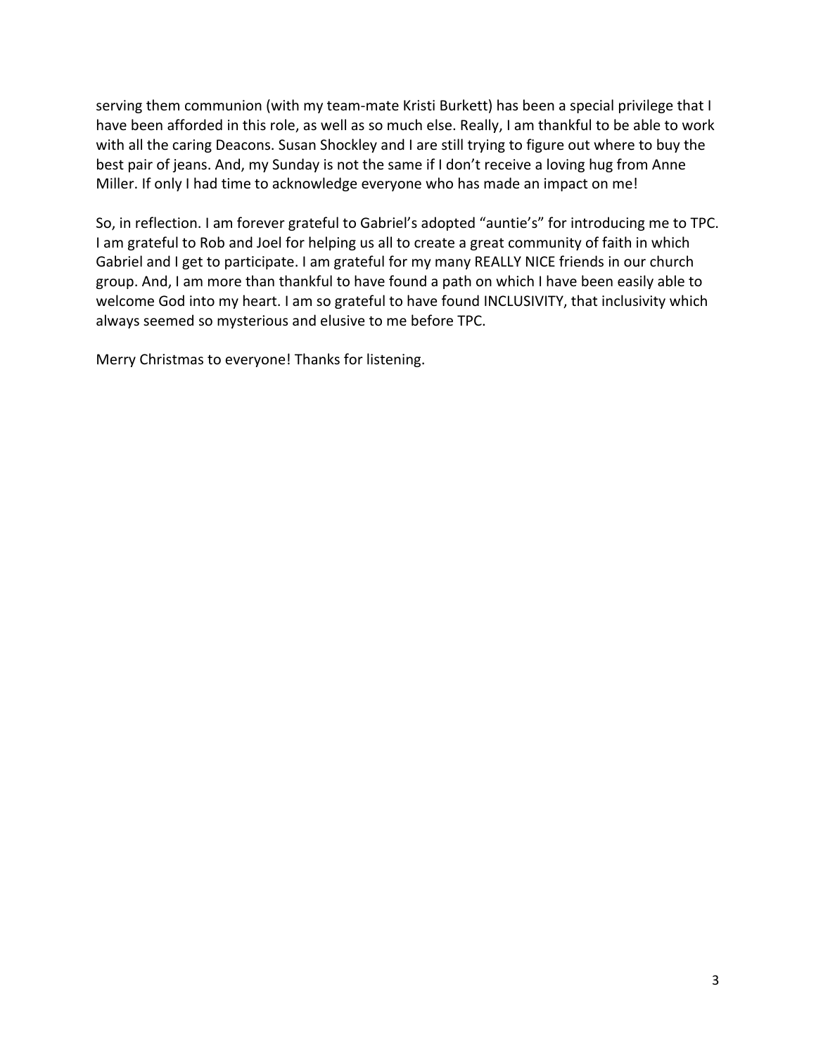serving them communion (with my team-mate Kristi Burkett) has been a special privilege that I have been afforded in this role, as well as so much else. Really, I am thankful to be able to work with all the caring Deacons. Susan Shockley and I are still trying to figure out where to buy the best pair of jeans. And, my Sunday is not the same if I don't receive a loving hug from Anne Miller. If only I had time to acknowledge everyone who has made an impact on me!

So, in reflection. I am forever grateful to Gabriel's adopted "auntie's" for introducing me to TPC. I am grateful to Rob and Joel for helping us all to create a great community of faith in which Gabriel and I get to participate. I am grateful for my many REALLY NICE friends in our church group. And, I am more than thankful to have found a path on which I have been easily able to welcome God into my heart. I am so grateful to have found INCLUSIVITY, that inclusivity which always seemed so mysterious and elusive to me before TPC.

Merry Christmas to everyone! Thanks for listening.